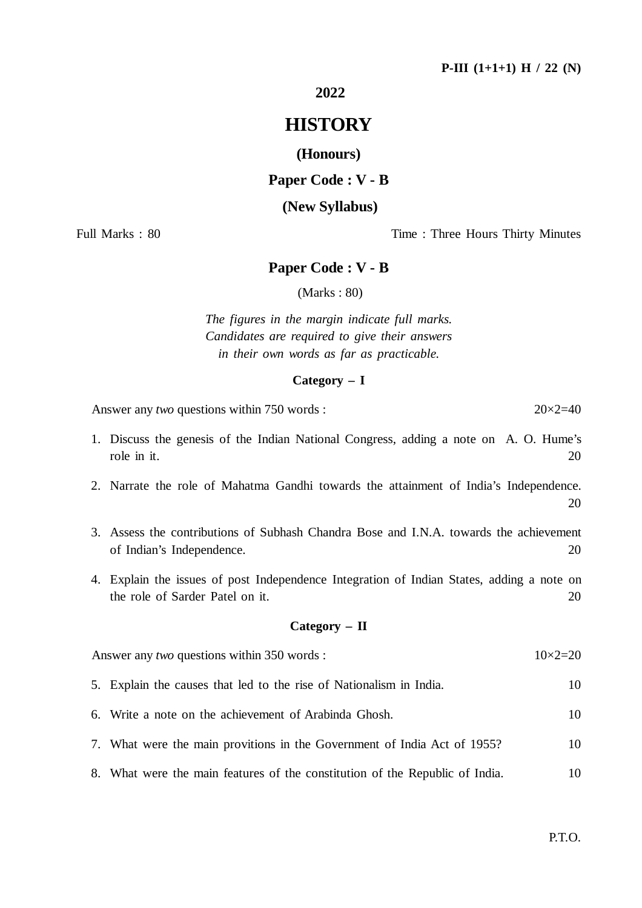**P-III (1+1+1) H / 22 (N)**

# 2022

# HISTORY

## (Honours)

## Paper Code : V - B

## (New Syllabus)

Full Marks : 80 Time : Three Hours Thirty Minutes

## Paper Code : V - B

(Marks : 80)

*The figures in the margin indicate full marks. Candidates are required to give their answers in their own words as far as practicable.*

### Category – I

Answer any *two* questions within 750 words : 20×2=40

1. Discuss the genesis of the Indian National Congress, adding a note on A. O. Hume's role in it. 20
2. Narrate the role of Mahatma Gandhi towards the attainment of India's Independence. 20
3. Assess the contributions of Subhash Chandra Bose and I.N.A. towards the achievement of Indian's Independence. 20
4. Explain the issues of post Independence Integration of Indian States, adding a note on the role of Sarder Patel on it. 20

### Category – II

Answer any *two* questions within 350 words : 10×2=20

5. Explain the causes that led to the rise of Nationalism in India. 10
6. Write a note on the achievement of Arabinda Ghosh. 10
7. What were the main provitions in the Government of India Act of 1955? 10
8. What were the main features of the constitution of the Republic of India. 10

P.T.O.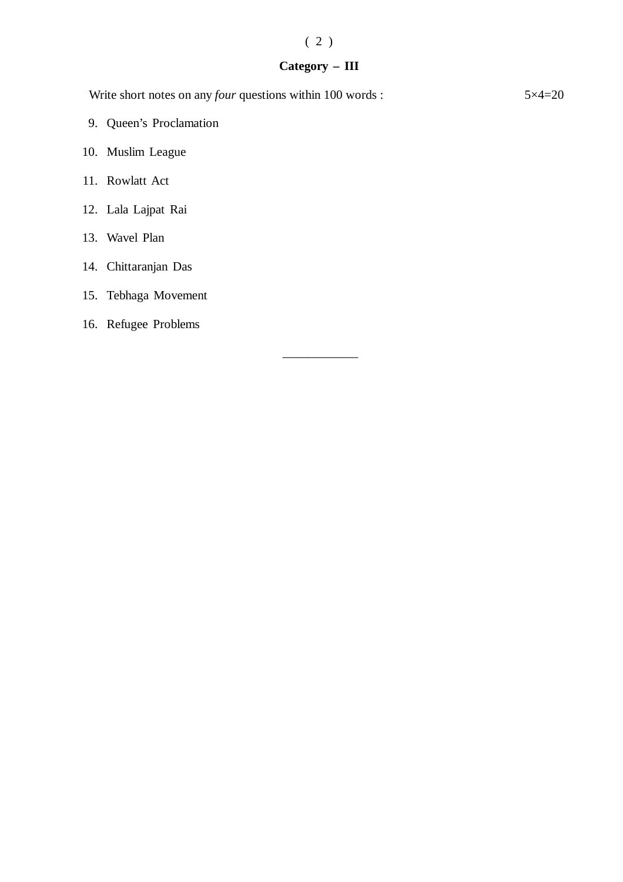## Category – III

Write short notes on any *four* questions within 100 words : 5×4=20

9. Queen's Proclamation
10. Muslim League
11. Rowlatt Act
12. Lala Lajpat Rai
13. Wavel Plan
14. Chittaranjan Das
15. Tebhaga Movement
16. Refugee Problems

———